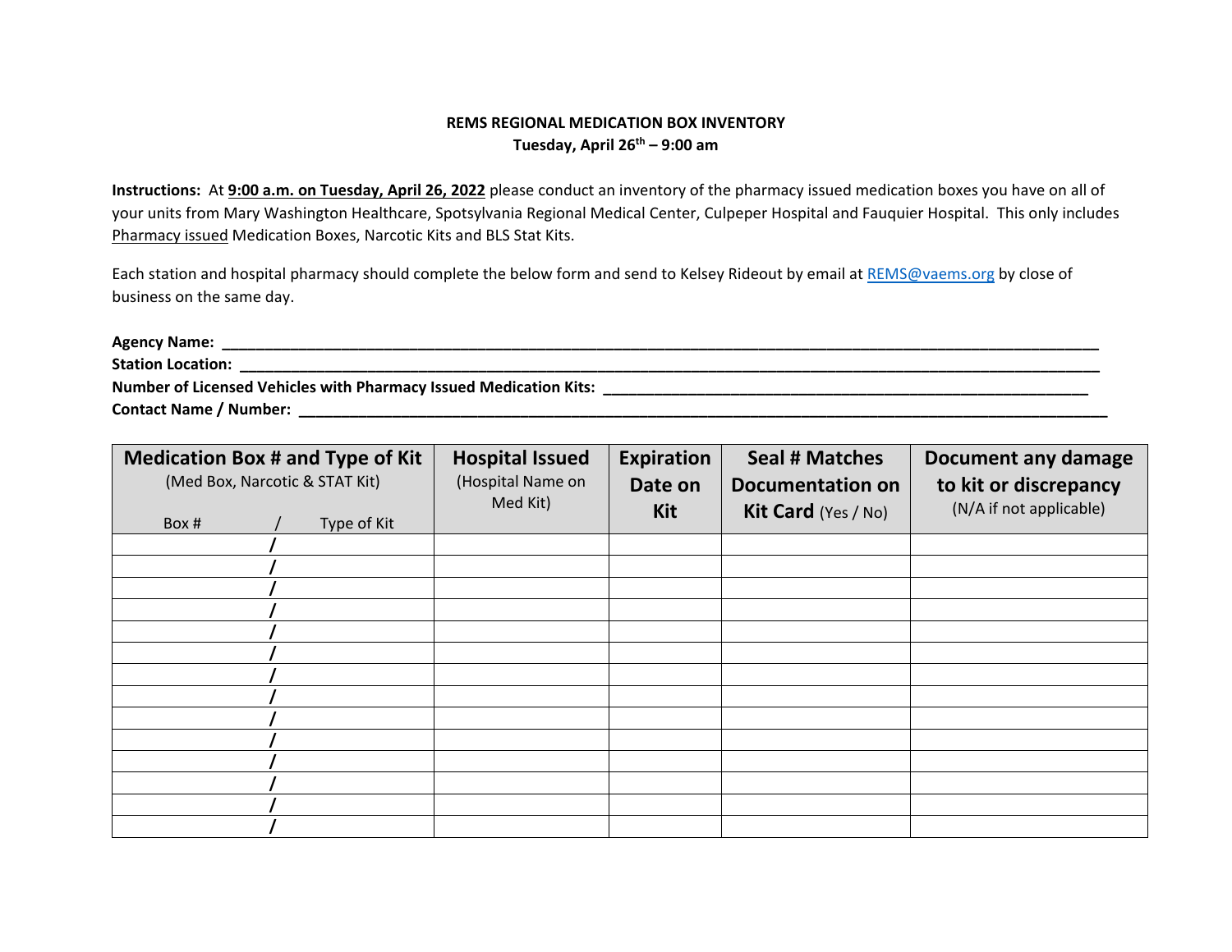**REMS REGIONAL MEDICATION BOX INVENTORY**
**Tuesday, April 26th – 9:00 am**

**Instructions:** At **9:00 a.m. on Tuesday, April 26, 2022** please conduct an inventory of the pharmacy issued medication boxes you have on all of your units from Mary Washington Healthcare, Spotsylvania Regional Medical Center, Culpeper Hospital and Fauquier Hospital. This only includes Pharmacy issued Medication Boxes, Narcotic Kits and BLS Stat Kits.

Each station and hospital pharmacy should complete the below form and send to Kelsey Rideout by email at REMS@vaems.org by close of business on the same day.

**Agency Name:** ______________________________________________________________________________

**Station Location:** ___________________________________________________________________________

**Number of Licensed Vehicles with Pharmacy Issued Medication Kits:** ____________________________________

**Contact Name / Number:** ______________________________________________________________________

| **Medication Box # and Type of Kit** (Med Box, Narcotic & STAT Kit) Box # / Type of Kit | **Hospital Issued** (Hospital Name on Med Kit) | **Expiration Date on Kit** | **Seal # Matches Documentation on Kit Card** (Yes / No) | **Document any damage to kit or discrepancy** (N/A if not applicable) |
|---|---|---|---|---|
| / | | | | |
| / | | | | |
| / | | | | |
| / | | | | |
| / | | | | |
| / | | | | |
| / | | | | |
| / | | | | |
| / | | | | |
| / | | | | |
| / | | | | |
| / | | | | |
| / | | | | |
| / | | | | |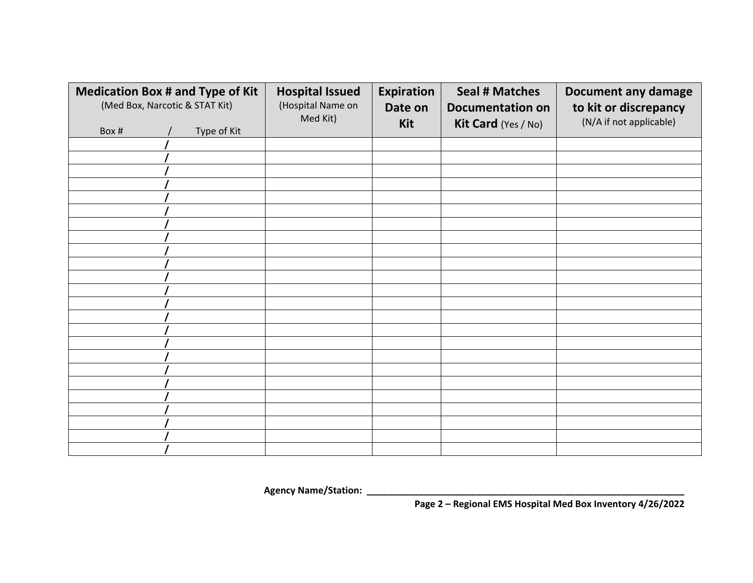| Medication Box # and Type of Kit (Med Box, Narcotic & STAT Kit)<br>Box # / Type of Kit | Hospital Issued (Hospital Name on Med Kit) | Expiration Date on Kit | Seal # Matches Documentation on Kit Card (Yes / No) | Document any damage to kit or discrepancy (N/A if not applicable) |
|---|---|---|---|---|
| / | | | | |
| / | | | | |
| / | | | | |
| / | | | | |
| / | | | | |
| / | | | | |
| / | | | | |
| / | | | | |
| / | | | | |
| / | | | | |
| / | | | | |
| / | | | | |
| / | | | | |
| / | | | | |
| / | | | | |
| / | | | | |
| / | | | | |
| / | | | | |
| / | | | | |
| / | | | | |
| / | | | | |
| / | | | | |
| / | | | | |
| / | | | | |

**Agency Name/Station:** ________________________________________________________________